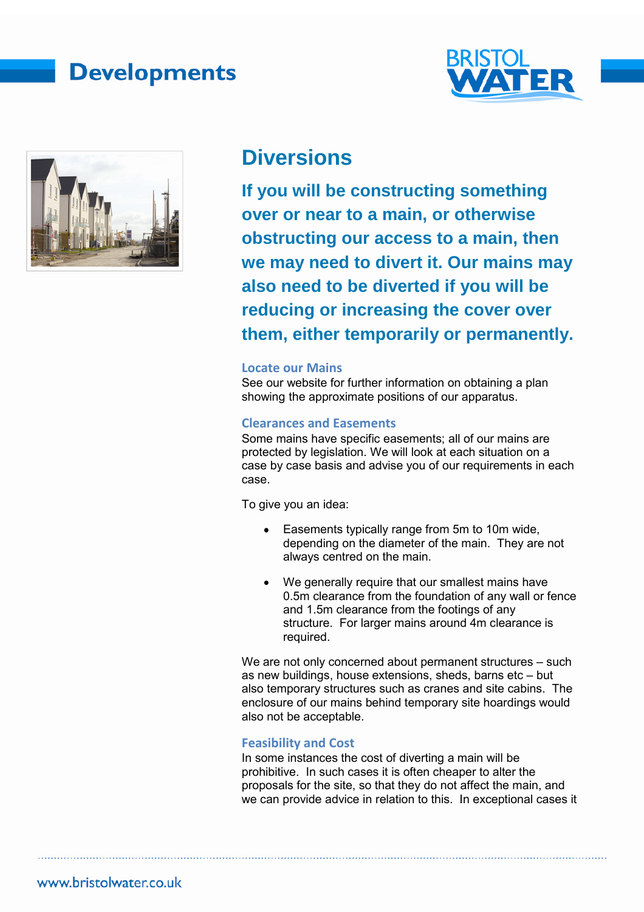# Developments

## Diversions

**If you will be constructing something over or near to a main, or otherwise obstructing our access to a main, then we may need to divert it. Our mains may also need to be diverted if you will be reducing or increasing the cover over them, either temporarily or permanently.**

### Locate our Mains

See our website for further information on obtaining a plan showing the approximate positions of our apparatus.

### Clearances and Easements

Some mains have specific easements; all of our mains are protected by legislation. We will look at each situation on a case by case basis and advise you of our requirements in each case.

To give you an idea:

- Easements typically range from 5m to 10m wide, depending on the diameter of the main. They are not always centred on the main.
- We generally require that our smallest mains have 0.5m clearance from the foundation of any wall or fence and 1.5m clearance from the footings of any structure. For larger mains around 4m clearance is required.

We are not only concerned about permanent structures – such as new buildings, house extensions, sheds, barns etc – but also temporary structures such as cranes and site cabins. The enclosure of our mains behind temporary site hoardings would also not be acceptable.

### Feasibility and Cost

In some instances the cost of diverting a main will be prohibitive. In such cases it is often cheaper to alter the proposals for the site, so that they do not affect the main, and we can provide advice in relation to this. In exceptional cases it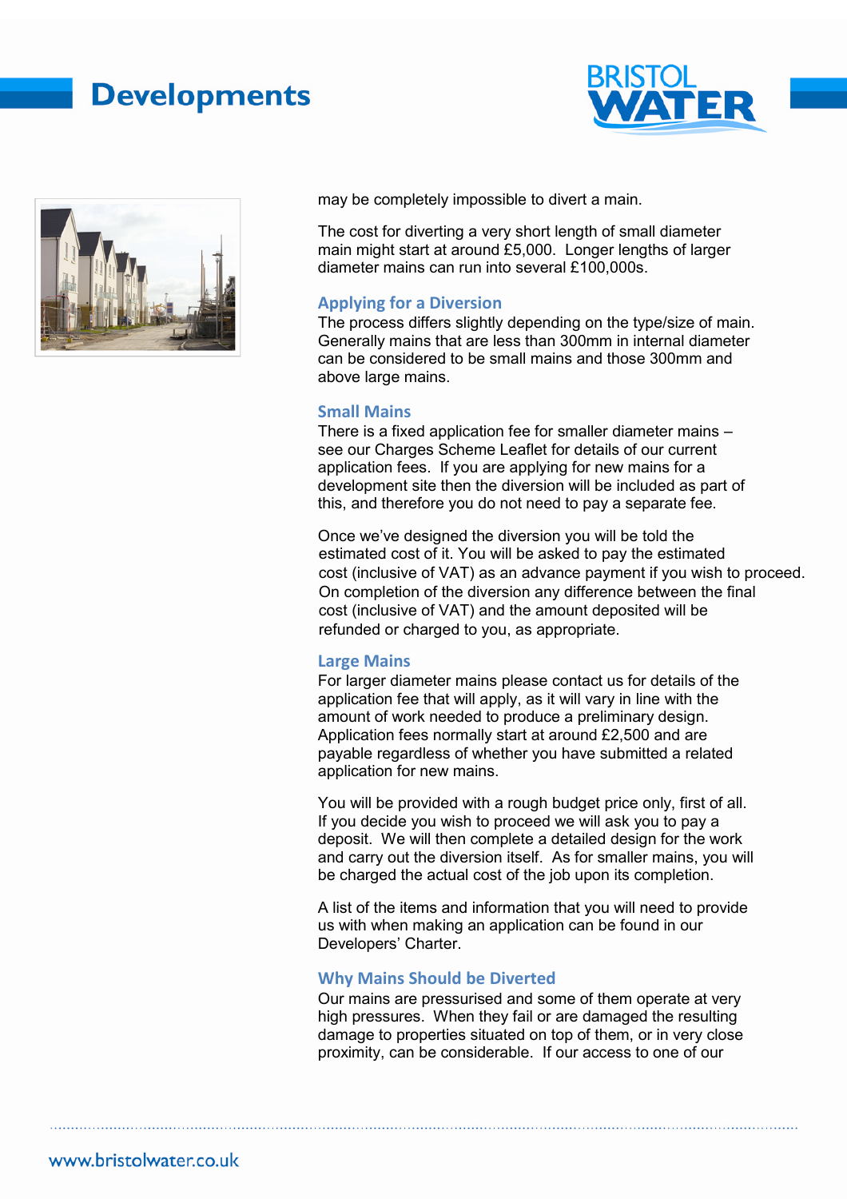may be completely impossible to divert a main.

The cost for diverting a very short length of small diameter main might start at around £5,000. Longer lengths of larger diameter mains can run into several £100,000s.

## Applying for a Diversion

The process differs slightly depending on the type/size of main. Generally mains that are less than 300mm in internal diameter can be considered to be small mains and those 300mm and above large mains.

## Small Mains

There is a fixed application fee for smaller diameter mains – see our Charges Scheme Leaflet for details of our current application fees. If you are applying for new mains for a development site then the diversion will be included as part of this, and therefore you do not need to pay a separate fee.

Once we've designed the diversion you will be told the estimated cost of it. You will be asked to pay the estimated cost (inclusive of VAT) as an advance payment if you wish to proceed. On completion of the diversion any difference between the final cost (inclusive of VAT) and the amount deposited will be refunded or charged to you, as appropriate.

## Large Mains

For larger diameter mains please contact us for details of the application fee that will apply, as it will vary in line with the amount of work needed to produce a preliminary design. Application fees normally start at around £2,500 and are payable regardless of whether you have submitted a related application for new mains.

You will be provided with a rough budget price only, first of all. If you decide you wish to proceed we will ask you to pay a deposit. We will then complete a detailed design for the work and carry out the diversion itself. As for smaller mains, you will be charged the actual cost of the job upon its completion.

A list of the items and information that you will need to provide us with when making an application can be found in our Developers' Charter.

## Why Mains Should be Diverted

Our mains are pressurised and some of them operate at very high pressures. When they fail or are damaged the resulting damage to properties situated on top of them, or in very close proximity, can be considerable. If our access to one of our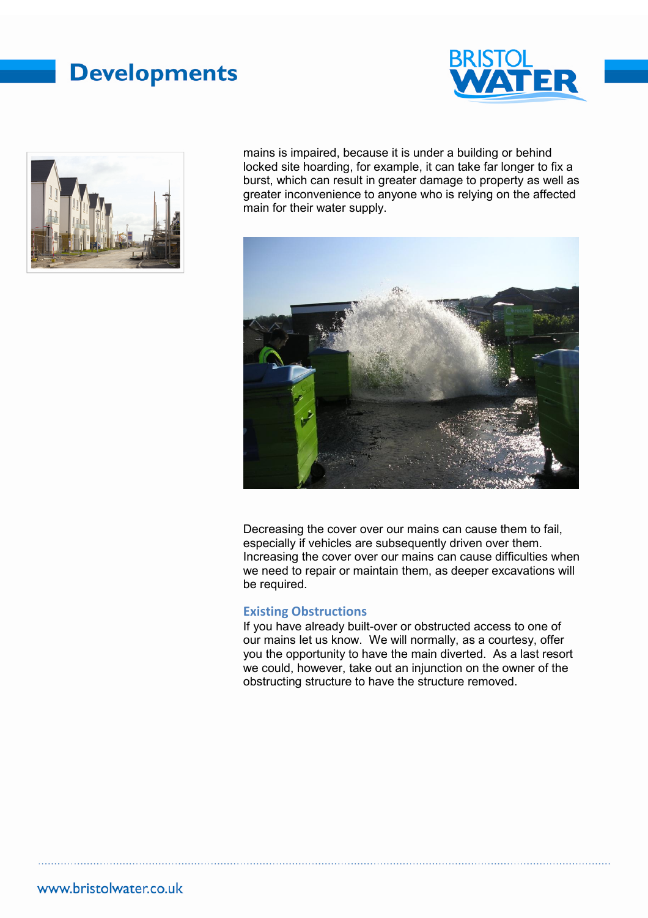mains is impaired, because it is under a building or behind locked site hoarding, for example, it can take far longer to fix a burst, which can result in greater damage to property as well as greater inconvenience to anyone who is relying on the affected main for their water supply.

Decreasing the cover over our mains can cause them to fail, especially if vehicles are subsequently driven over them. Increasing the cover over our mains can cause difficulties when we need to repair or maintain them, as deeper excavations will be required.

### Existing Obstructions

If you have already built-over or obstructed access to one of our mains let us know. We will normally, as a courtesy, offer you the opportunity to have the main diverted. As a last resort we could, however, take out an injunction on the owner of the obstructing structure to have the structure removed.